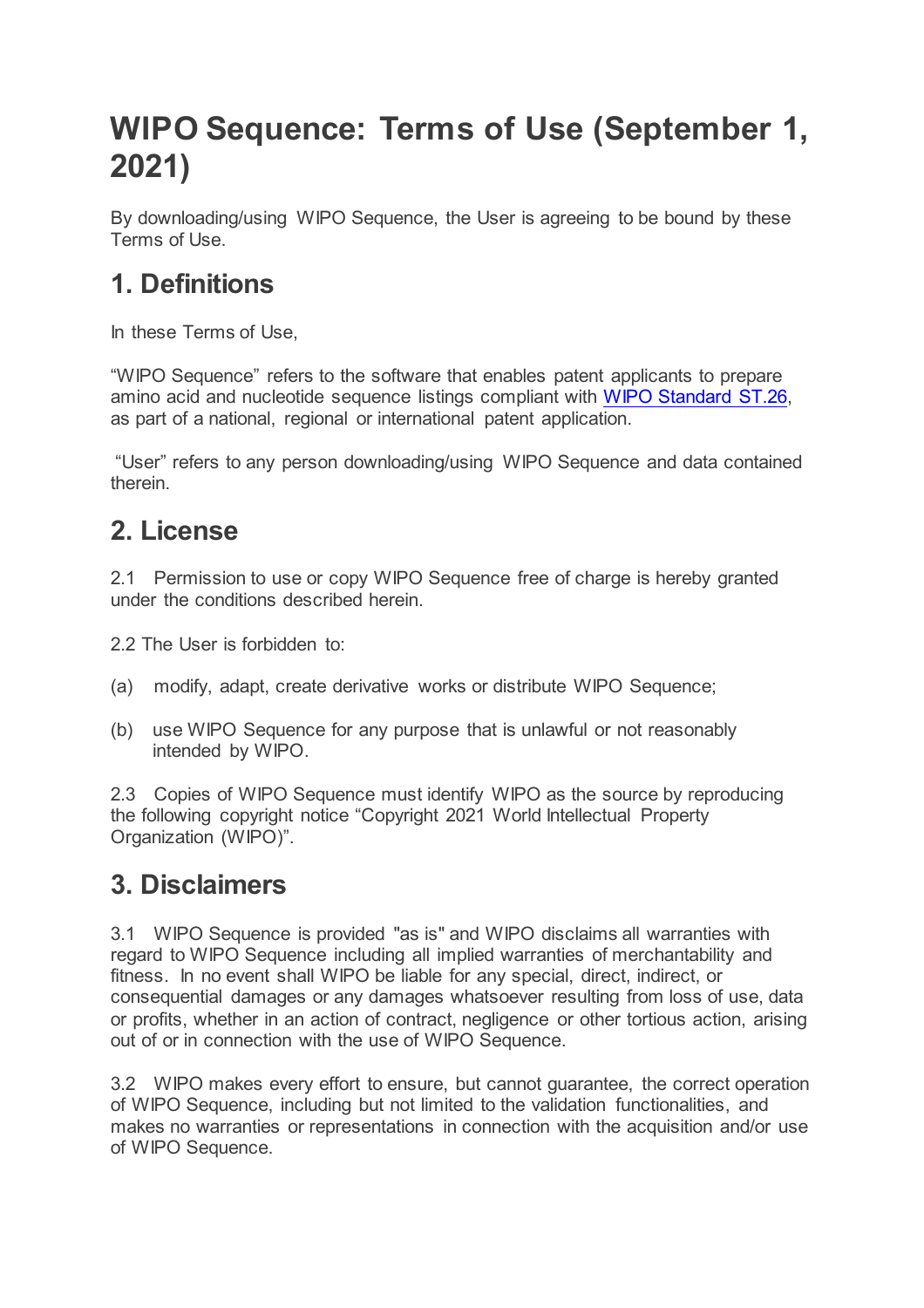# WIPO Sequence: Terms of Use (September 1, 2021)

By downloading/using WIPO Sequence, the User is agreeing to be bound by these Terms of Use.

## 1. Definitions

In these Terms of Use,

“WIPO Sequence” refers to the software that enables patent applicants to prepare amino acid and nucleotide sequence listings compliant with [WIPO Standard ST.26](), as part of a national, regional or international patent application.

“User” refers to any person downloading/using WIPO Sequence and data contained therein.

## 2. License

2.1 Permission to use or copy WIPO Sequence free of charge is hereby granted under the conditions described herein.

2.2 The User is forbidden to:

(a) modify, adapt, create derivative works or distribute WIPO Sequence;

(b) use WIPO Sequence for any purpose that is unlawful or not reasonably intended by WIPO.

2.3 Copies of WIPO Sequence must identify WIPO as the source by reproducing the following copyright notice “Copyright 2021 World Intellectual Property Organization (WIPO)”.

## 3. Disclaimers

3.1 WIPO Sequence is provided "as is" and WIPO disclaims all warranties with regard to WIPO Sequence including all implied warranties of merchantability and fitness. In no event shall WIPO be liable for any special, direct, indirect, or consequential damages or any damages whatsoever resulting from loss of use, data or profits, whether in an action of contract, negligence or other tortious action, arising out of or in connection with the use of WIPO Sequence.

3.2 WIPO makes every effort to ensure, but cannot guarantee, the correct operation of WIPO Sequence, including but not limited to the validation functionalities, and makes no warranties or representations in connection with the acquisition and/or use of WIPO Sequence.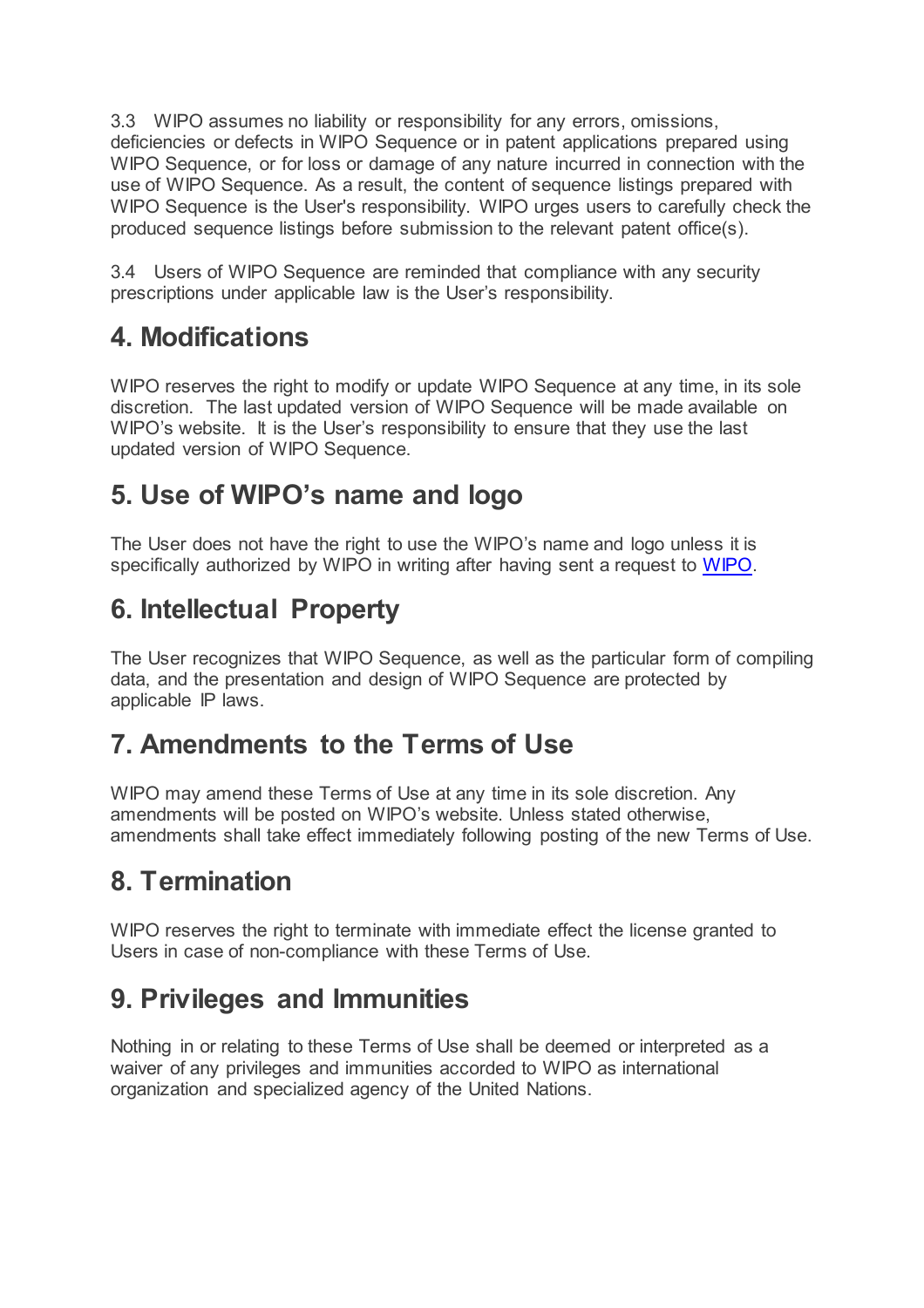3.3 WIPO assumes no liability or responsibility for any errors, omissions, deficiencies or defects in WIPO Sequence or in patent applications prepared using WIPO Sequence, or for loss or damage of any nature incurred in connection with the use of WIPO Sequence. As a result, the content of sequence listings prepared with WIPO Sequence is the User's responsibility. WIPO urges users to carefully check the produced sequence listings before submission to the relevant patent office(s).

3.4 Users of WIPO Sequence are reminded that compliance with any security prescriptions under applicable law is the User's responsibility.

## 4. Modifications

WIPO reserves the right to modify or update WIPO Sequence at any time, in its sole discretion. The last updated version of WIPO Sequence will be made available on WIPO's website. It is the User's responsibility to ensure that they use the last updated version of WIPO Sequence.

## 5. Use of WIPO's name and logo

The User does not have the right to use the WIPO's name and logo unless it is specifically authorized by WIPO in writing after having sent a request to WIPO.

## 6. Intellectual Property

The User recognizes that WIPO Sequence, as well as the particular form of compiling data, and the presentation and design of WIPO Sequence are protected by applicable IP laws.

## 7. Amendments to the Terms of Use

WIPO may amend these Terms of Use at any time in its sole discretion. Any amendments will be posted on WIPO's website. Unless stated otherwise, amendments shall take effect immediately following posting of the new Terms of Use.

## 8. Termination

WIPO reserves the right to terminate with immediate effect the license granted to Users in case of non-compliance with these Terms of Use.

## 9. Privileges and Immunities

Nothing in or relating to these Terms of Use shall be deemed or interpreted as a waiver of any privileges and immunities accorded to WIPO as international organization and specialized agency of the United Nations.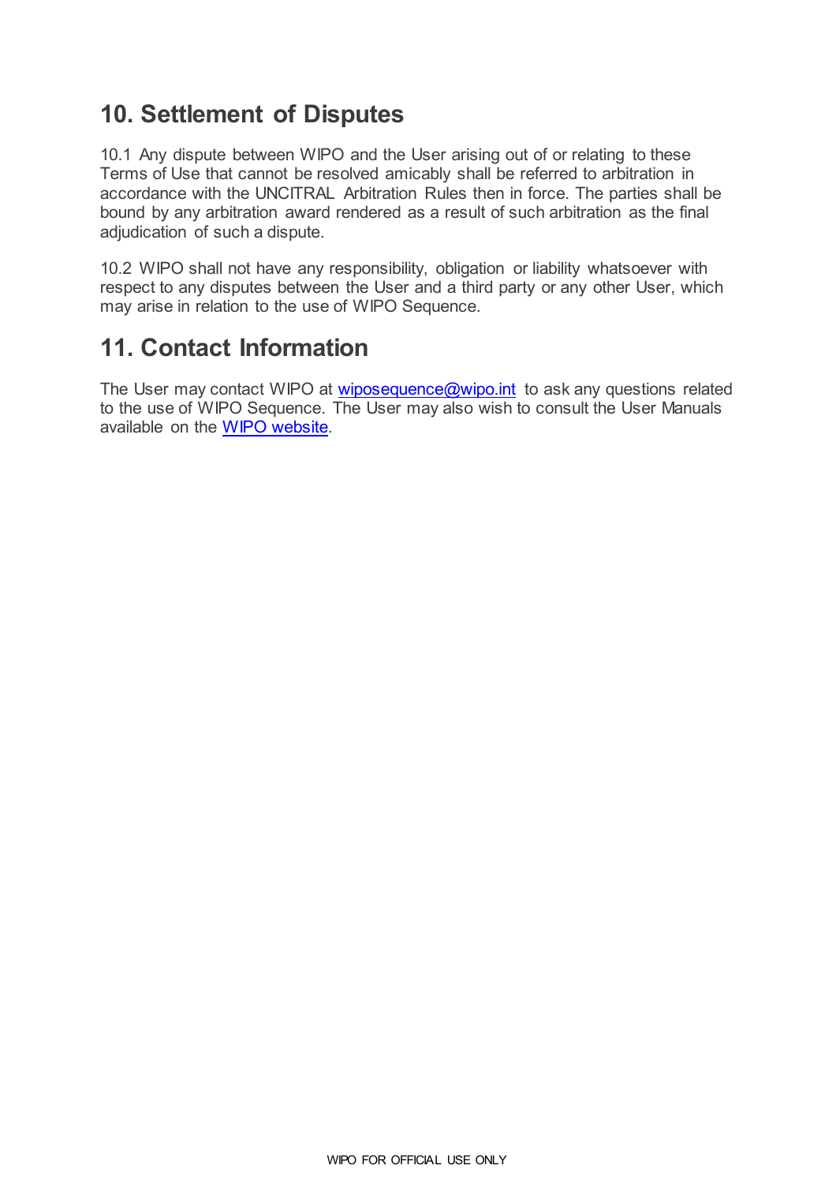## 10. Settlement of Disputes

10.1 Any dispute between WIPO and the User arising out of or relating to these Terms of Use that cannot be resolved amicably shall be referred to arbitration in accordance with the UNCITRAL Arbitration Rules then in force. The parties shall be bound by any arbitration award rendered as a result of such arbitration as the final adjudication of such a dispute.

10.2 WIPO shall not have any responsibility, obligation or liability whatsoever with respect to any disputes between the User and a third party or any other User, which may arise in relation to the use of WIPO Sequence.

## 11. Contact Information

The User may contact WIPO at wiposequence@wipo.int to ask any questions related to the use of WIPO Sequence. The User may also wish to consult the User Manuals available on the WIPO website.